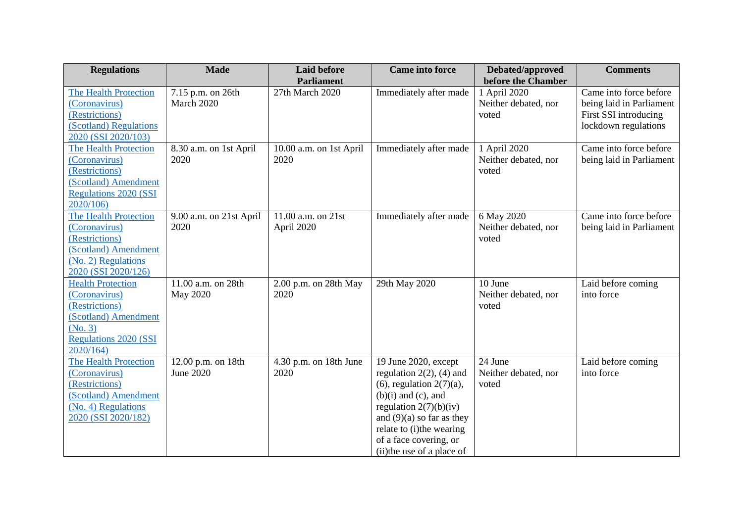| Regulations | Made | Laid before Parliament | Came into force | Debated/approved before the Chamber | Comments |
|---|---|---|---|---|---|
| The Health Protection (Coronavirus) (Restrictions) (Scotland) Regulations 2020 (SSI 2020/103) | 7.15 p.m. on 26th March 2020 | 27th March 2020 | Immediately after made | 1 April 2020 Neither debated, nor voted | Came into force before being laid in Parliament First SSI introducing lockdown regulations |
| The Health Protection (Coronavirus) (Restrictions) (Scotland) Amendment Regulations 2020 (SSI 2020/106) | 8.30 a.m. on 1st April 2020 | 10.00 a.m. on 1st April 2020 | Immediately after made | 1 April 2020 Neither debated, nor voted | Came into force before being laid in Parliament |
| The Health Protection (Coronavirus) (Restrictions) (Scotland) Amendment (No. 2) Regulations 2020 (SSI 2020/126) | 9.00 a.m. on 21st April 2020 | 11.00 a.m. on 21st April 2020 | Immediately after made | 6 May 2020 Neither debated, nor voted | Came into force before being laid in Parliament |
| Health Protection (Coronavirus) (Restrictions) (Scotland) Amendment (No. 3) Regulations 2020 (SSI 2020/164) | 11.00 a.m. on 28th May 2020 | 2.00 p.m. on 28th May 2020 | 29th May 2020 | 10 June Neither debated, nor voted | Laid before coming into force |
| The Health Protection (Coronavirus) (Restrictions) (Scotland) Amendment (No. 4) Regulations 2020 (SSI 2020/182) | 12.00 p.m. on 18th June 2020 | 4.30 p.m. on 18th June 2020 | 19 June 2020, except regulation 2(2), (4) and (6), regulation 2(7)(a), (b)(i) and (c), and regulation 2(7)(b)(iv) and (9)(a) so far as they relate to (i)the wearing of a face covering, or (ii)the use of a place of | 24 June Neither debated, nor voted | Laid before coming into force |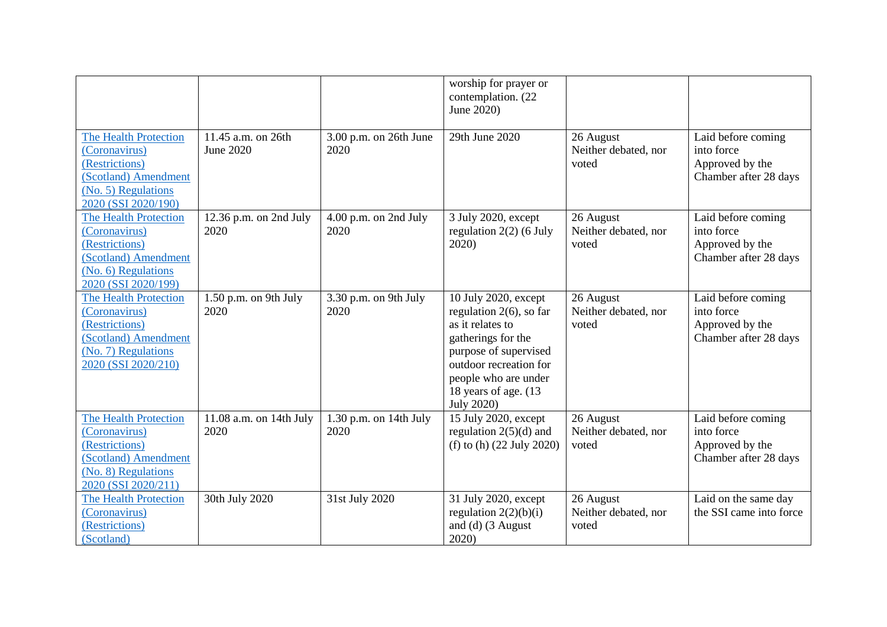| | | | | | |
|---|---|---|---|---|---|
| | | | worship for prayer or contemplation. (22 June 2020) | | |
| [The Health Protection (Coronavirus) (Restrictions) (Scotland) Amendment (No. 5) Regulations 2020 (SSI 2020/190)]() | 11.45 a.m. on 26th June 2020 | 3.00 p.m. on 26th June 2020 | 29th June 2020 | 26 August Neither debated, nor voted | Laid before coming into force Approved by the Chamber after 28 days |
| [The Health Protection (Coronavirus) (Restrictions) (Scotland) Amendment (No. 6) Regulations 2020 (SSI 2020/199)]() | 12.36 p.m. on 2nd July 2020 | 4.00 p.m. on 2nd July 2020 | 3 July 2020, except regulation 2(2) (6 July 2020) | 26 August Neither debated, nor voted | Laid before coming into force Approved by the Chamber after 28 days |
| [The Health Protection (Coronavirus) (Restrictions) (Scotland) Amendment (No. 7) Regulations 2020 (SSI 2020/210)]() | 1.50 p.m. on 9th July 2020 | 3.30 p.m. on 9th July 2020 | 10 July 2020, except regulation 2(6), so far as it relates to gatherings for the purpose of supervised outdoor recreation for people who are under 18 years of age. (13 July 2020) | 26 August Neither debated, nor voted | Laid before coming into force Approved by the Chamber after 28 days |
| [The Health Protection (Coronavirus) (Restrictions) (Scotland) Amendment (No. 8) Regulations 2020 (SSI 2020/211)]() | 11.08 a.m. on 14th July 2020 | 1.30 p.m. on 14th July 2020 | 15 July 2020, except regulation 2(5)(d) and (f) to (h) (22 July 2020) | 26 August Neither debated, nor voted | Laid before coming into force Approved by the Chamber after 28 days |
| [The Health Protection (Coronavirus) (Restrictions) (Scotland)]() | 30th July 2020 | 31st July 2020 | 31 July 2020, except regulation 2(2)(b)(i) and (d) (3 August 2020) | 26 August Neither debated, nor voted | Laid on the same day the SSI came into force |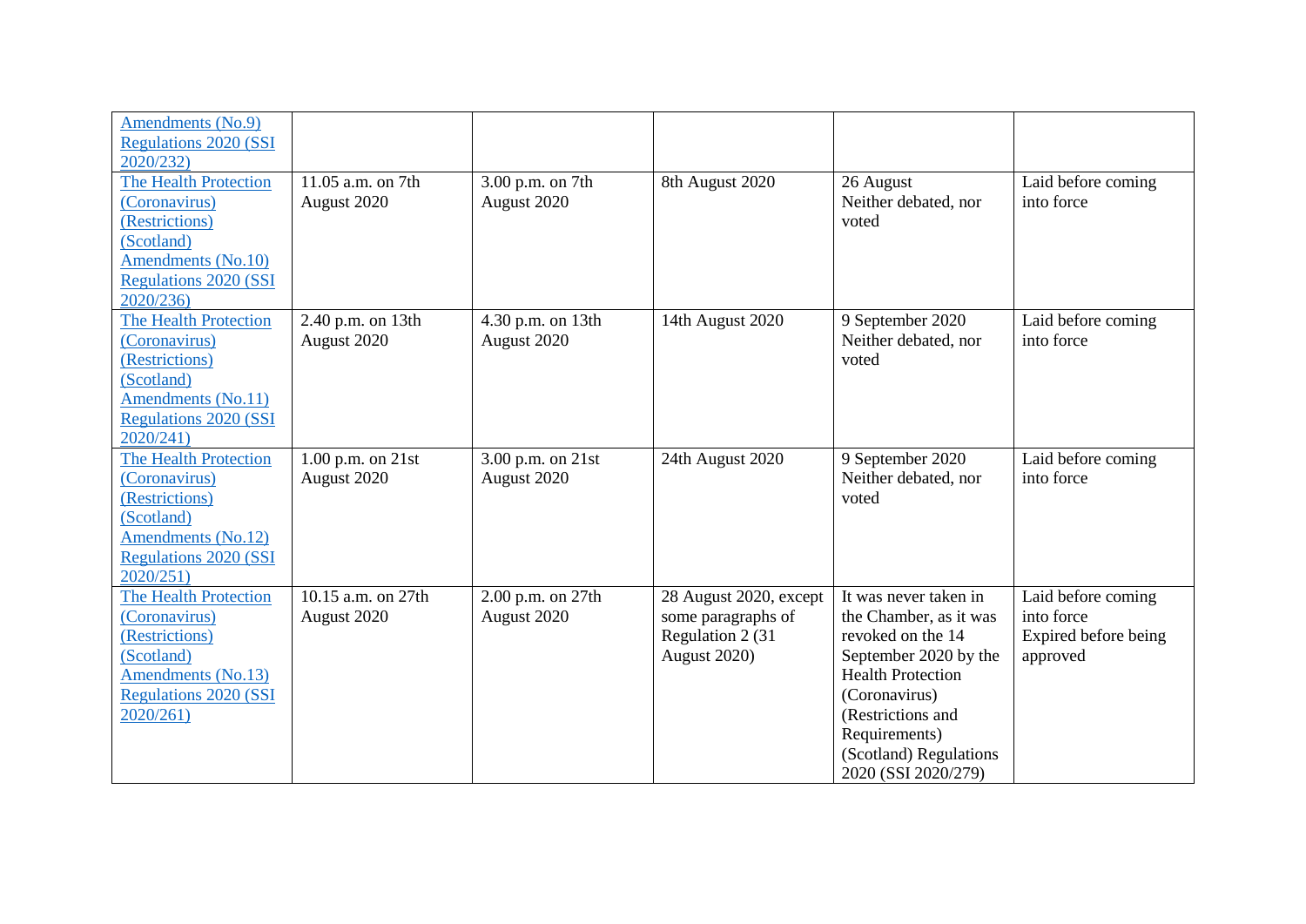| | | | | | |
|---|---|---|---|---|---|
| Amendments (No.9) Regulations 2020 (SSI 2020/232) | | | | | |
| The Health Protection (Coronavirus) (Restrictions) (Scotland) Amendments (No.10) Regulations 2020 (SSI 2020/236) | 11.05 a.m. on 7th August 2020 | 3.00 p.m. on 7th August 2020 | 8th August 2020 | 26 August Neither debated, nor voted | Laid before coming into force |
| The Health Protection (Coronavirus) (Restrictions) (Scotland) Amendments (No.11) Regulations 2020 (SSI 2020/241) | 2.40 p.m. on 13th August 2020 | 4.30 p.m. on 13th August 2020 | 14th August 2020 | 9 September 2020 Neither debated, nor voted | Laid before coming into force |
| The Health Protection (Coronavirus) (Restrictions) (Scotland) Amendments (No.12) Regulations 2020 (SSI 2020/251) | 1.00 p.m. on 21st August 2020 | 3.00 p.m. on 21st August 2020 | 24th August 2020 | 9 September 2020 Neither debated, nor voted | Laid before coming into force |
| The Health Protection (Coronavirus) (Restrictions) (Scotland) Amendments (No.13) Regulations 2020 (SSI 2020/261) | 10.15 a.m. on 27th August 2020 | 2.00 p.m. on 27th August 2020 | 28 August 2020, except some paragraphs of Regulation 2 (31 August 2020) | It was never taken in the Chamber, as it was revoked on the 14 September 2020 by the Health Protection (Coronavirus) (Restrictions and Requirements) (Scotland) Regulations 2020 (SSI 2020/279) | Laid before coming into force Expired before being approved |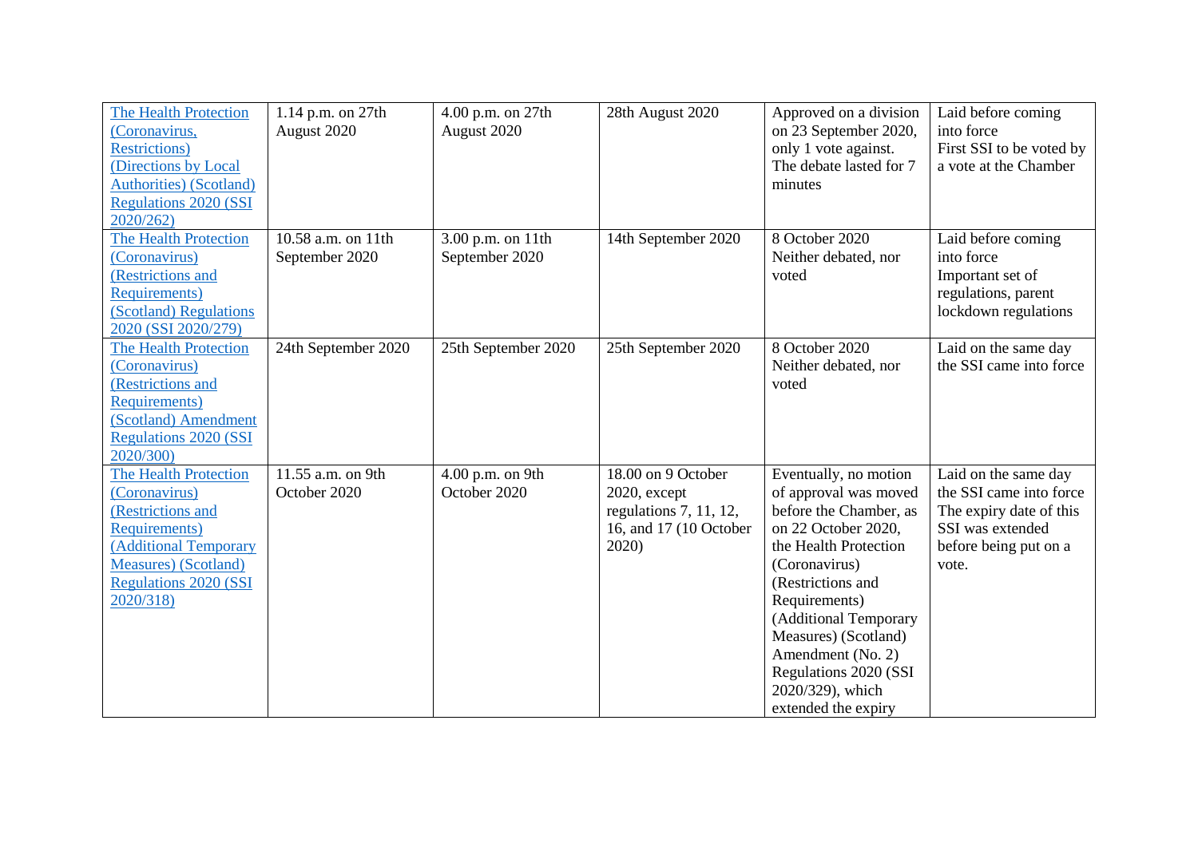| [The Health Protection (Coronavirus, Restrictions) (Directions by Local Authorities) (Scotland) Regulations 2020 (SSI 2020/262)]() | 1.14 p.m. on 27th August 2020 | 4.00 p.m. on 27th August 2020 | 28th August 2020 | Approved on a division on 23 September 2020, only 1 vote against. The debate lasted for 7 minutes | Laid before coming into force First SSI to be voted by a vote at the Chamber |
|---|---|---|---|---|---|
| [The Health Protection (Coronavirus) (Restrictions and Requirements) (Scotland) Regulations 2020 (SSI 2020/279)]() | 10.58 a.m. on 11th September 2020 | 3.00 p.m. on 11th September 2020 | 14th September 2020 | 8 October 2020 Neither debated, nor voted | Laid before coming into force Important set of regulations, parent lockdown regulations |
| [The Health Protection (Coronavirus) (Restrictions and Requirements) (Scotland) Amendment Regulations 2020 (SSI 2020/300)]() | 24th September 2020 | 25th September 2020 | 25th September 2020 | 8 October 2020 Neither debated, nor voted | Laid on the same day the SSI came into force |
| [The Health Protection (Coronavirus) (Restrictions and Requirements) (Additional Temporary Measures) (Scotland) Regulations 2020 (SSI 2020/318)]() | 11.55 a.m. on 9th October 2020 | 4.00 p.m. on 9th October 2020 | 18.00 on 9 October 2020, except regulations 7, 11, 12, 16, and 17 (10 October 2020) | Eventually, no motion of approval was moved before the Chamber, as on 22 October 2020, the Health Protection (Coronavirus) (Restrictions and Requirements) (Additional Temporary Measures) (Scotland) Amendment (No. 2) Regulations 2020 (SSI 2020/329), which extended the expiry | Laid on the same day the SSI came into force The expiry date of this SSI was extended before being put on a vote. |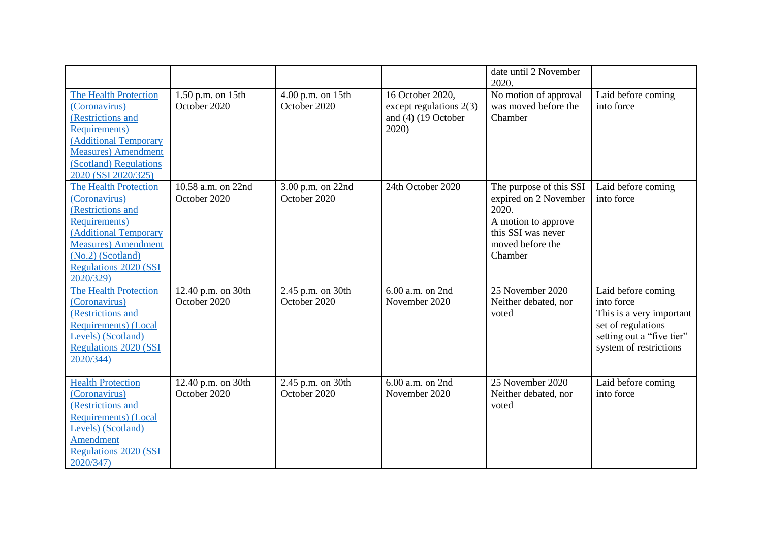| | | | | date until 2 November 2020. | |
|---|---|---|---|---|---|
| The Health Protection (Coronavirus) (Restrictions and Requirements) (Additional Temporary Measures) Amendment (Scotland) Regulations 2020 (SSI 2020/325) | 1.50 p.m. on 15th October 2020 | 4.00 p.m. on 15th October 2020 | 16 October 2020, except regulations 2(3) and (4) (19 October 2020) | No motion of approval was moved before the Chamber | Laid before coming into force |
| The Health Protection (Coronavirus) (Restrictions and Requirements) (Additional Temporary Measures) Amendment (No.2) (Scotland) Regulations 2020 (SSI 2020/329) | 10.58 a.m. on 22nd October 2020 | 3.00 p.m. on 22nd October 2020 | 24th October 2020 | The purpose of this SSI expired on 2 November 2020.<br>A motion to approve this SSI was never moved before the Chamber | Laid before coming into force |
| The Health Protection (Coronavirus) (Restrictions and Requirements) (Local Levels) (Scotland) Regulations 2020 (SSI 2020/344) | 12.40 p.m. on 30th October 2020 | 2.45 p.m. on 30th October 2020 | 6.00 a.m. on 2nd November 2020 | 25 November 2020 Neither debated, nor voted | Laid before coming into force<br>This is a very important set of regulations setting out a "five tier" system of restrictions |
| Health Protection (Coronavirus) (Restrictions and Requirements) (Local Levels) (Scotland) Amendment Regulations 2020 (SSI 2020/347) | 12.40 p.m. on 30th October 2020 | 2.45 p.m. on 30th October 2020 | 6.00 a.m. on 2nd November 2020 | 25 November 2020 Neither debated, nor voted | Laid before coming into force |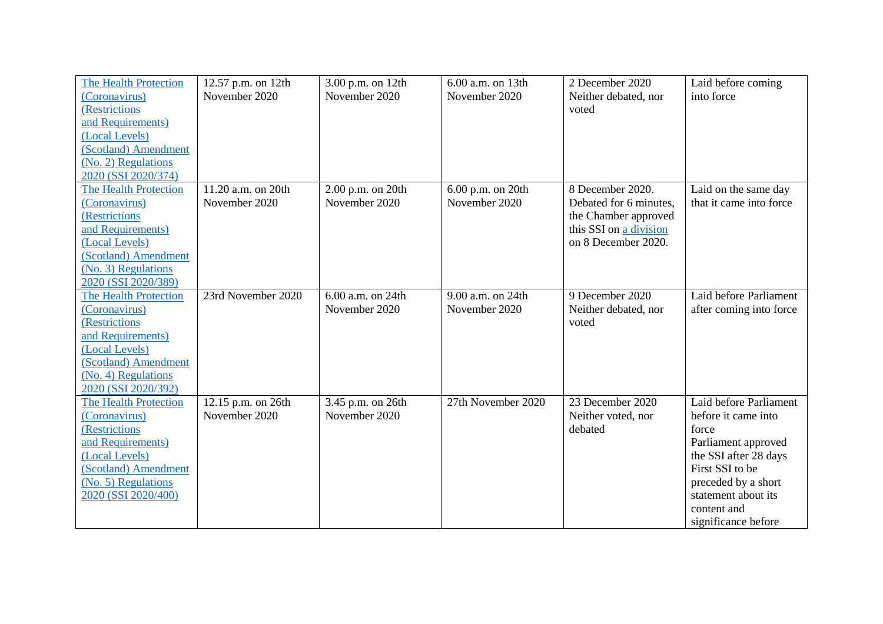| | | | | | |
|---|---|---|---|---|---|
| [The Health Protection (Coronavirus) (Restrictions and Requirements) (Local Levels) (Scotland) Amendment (No. 2) Regulations 2020 (SSI 2020/374)]() | 12.57 p.m. on 12th November 2020 | 3.00 p.m. on 12th November 2020 | 6.00 a.m. on 13th November 2020 | 2 December 2020 Neither debated, nor voted | Laid before coming into force |
| [The Health Protection (Coronavirus) (Restrictions and Requirements) (Local Levels) (Scotland) Amendment (No. 3) Regulations 2020 (SSI 2020/389)]() | 11.20 a.m. on 20th November 2020 | 2.00 p.m. on 20th November 2020 | 6.00 p.m. on 20th November 2020 | 8 December 2020. Debated for 6 minutes, the Chamber approved this SSI on [a division]() on 8 December 2020. | Laid on the same day that it came into force |
| [The Health Protection (Coronavirus) (Restrictions and Requirements) (Local Levels) (Scotland) Amendment (No. 4) Regulations 2020 (SSI 2020/392)]() | 23rd November 2020 | 6.00 a.m. on 24th November 2020 | 9.00 a.m. on 24th November 2020 | 9 December 2020 Neither debated, nor voted | Laid before Parliament after coming into force |
| [The Health Protection (Coronavirus) (Restrictions and Requirements) (Local Levels) (Scotland) Amendment (No. 5) Regulations 2020 (SSI 2020/400)]() | 12.15 p.m. on 26th November 2020 | 3.45 p.m. on 26th November 2020 | 27th November 2020 | 23 December 2020 Neither voted, nor debated | Laid before Parliament before it came into force<br>Parliament approved the SSI after 28 days<br>First SSI to be preceded by a short statement about its content and significance before |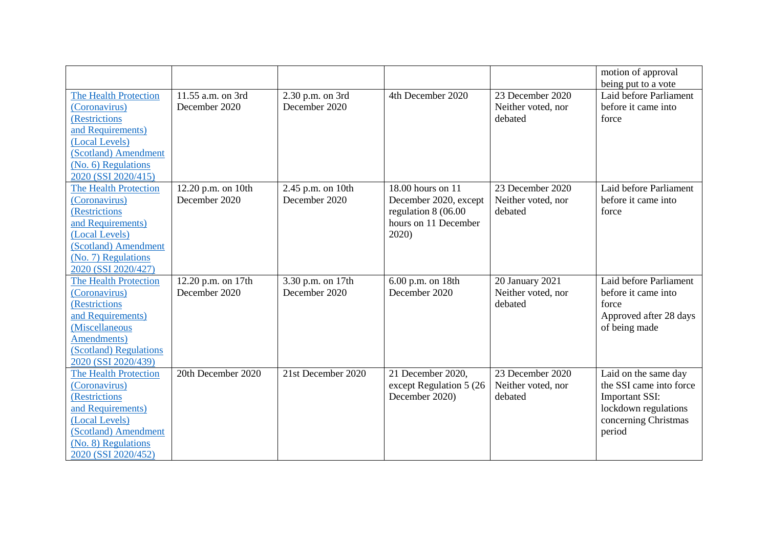| | | | | | motion of approval being put to a vote |
|---|---|---|---|---|---|
| The Health Protection (Coronavirus) (Restrictions and Requirements) (Local Levels) (Scotland) Amendment (No. 6) Regulations 2020 (SSI 2020/415) | 11.55 a.m. on 3rd December 2020 | 2.30 p.m. on 3rd December 2020 | 4th December 2020 | 23 December 2020 Neither voted, nor debated | Laid before Parliament before it came into force |
| The Health Protection (Coronavirus) (Restrictions and Requirements) (Local Levels) (Scotland) Amendment (No. 7) Regulations 2020 (SSI 2020/427) | 12.20 p.m. on 10th December 2020 | 2.45 p.m. on 10th December 2020 | 18.00 hours on 11 December 2020, except regulation 8 (06.00 hours on 11 December 2020) | 23 December 2020 Neither voted, nor debated | Laid before Parliament before it came into force |
| The Health Protection (Coronavirus) (Restrictions and Requirements) (Miscellaneous Amendments) (Scotland) Regulations 2020 (SSI 2020/439) | 12.20 p.m. on 17th December 2020 | 3.30 p.m. on 17th December 2020 | 6.00 p.m. on 18th December 2020 | 20 January 2021 Neither voted, nor debated | Laid before Parliament before it came into force<br>Approved after 28 days of being made |
| The Health Protection (Coronavirus) (Restrictions and Requirements) (Local Levels) (Scotland) Amendment (No. 8) Regulations 2020 (SSI 2020/452) | 20th December 2020 | 21st December 2020 | 21 December 2020, except Regulation 5 (26 December 2020) | 23 December 2020 Neither voted, nor debated | Laid on the same day the SSI came into force<br>Important SSI: lockdown regulations concerning Christmas period |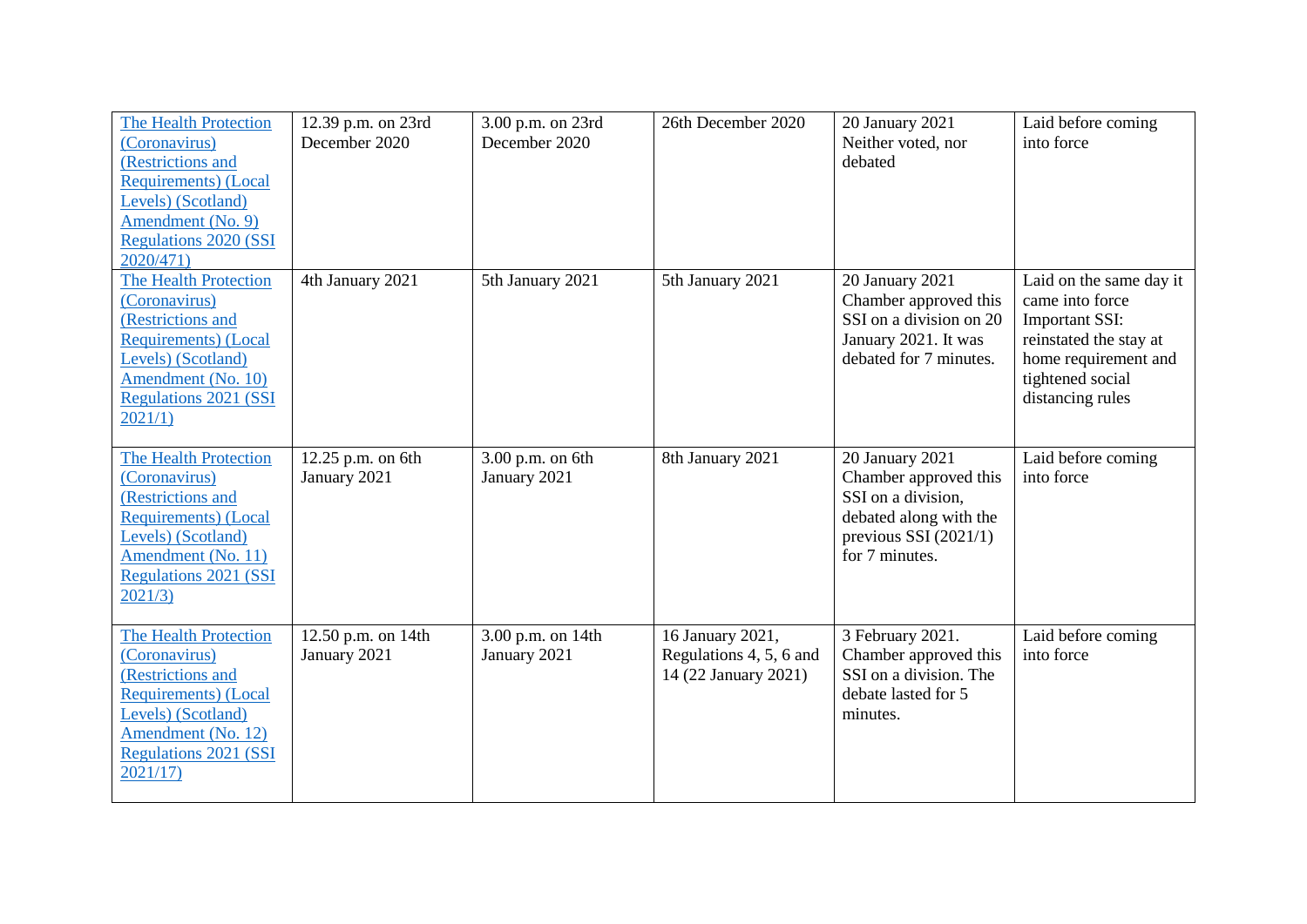| [The Health Protection (Coronavirus) (Restrictions and Requirements) (Local Levels) (Scotland) Amendment (No. 9) Regulations 2020 (SSI 2020/471)]() | 12.39 p.m. on 23rd December 2020 | 3.00 p.m. on 23rd December 2020 | 26th December 2020 | 20 January 2021 Neither voted, nor debated | Laid before coming into force |
|---|---|---|---|---|---|
| [The Health Protection (Coronavirus) (Restrictions and Requirements) (Local Levels) (Scotland) Amendment (No. 10) Regulations 2021 (SSI 2021/1)]() | 4th January 2021 | 5th January 2021 | 5th January 2021 | 20 January 2021 Chamber approved this SSI on a division on 20 January 2021. It was debated for 7 minutes. | Laid on the same day it came into force Important SSI: reinstated the stay at home requirement and tightened social distancing rules |
| [The Health Protection (Coronavirus) (Restrictions and Requirements) (Local Levels) (Scotland) Amendment (No. 11) Regulations 2021 (SSI 2021/3)]() | 12.25 p.m. on 6th January 2021 | 3.00 p.m. on 6th January 2021 | 8th January 2021 | 20 January 2021 Chamber approved this SSI on a division, debated along with the previous SSI (2021/1) for 7 minutes. | Laid before coming into force |
| [The Health Protection (Coronavirus) (Restrictions and Requirements) (Local Levels) (Scotland) Amendment (No. 12) Regulations 2021 (SSI 2021/17)]() | 12.50 p.m. on 14th January 2021 | 3.00 p.m. on 14th January 2021 | 16 January 2021, Regulations 4, 5, 6 and 14 (22 January 2021) | 3 February 2021. Chamber approved this SSI on a division. The debate lasted for 5 minutes. | Laid before coming into force |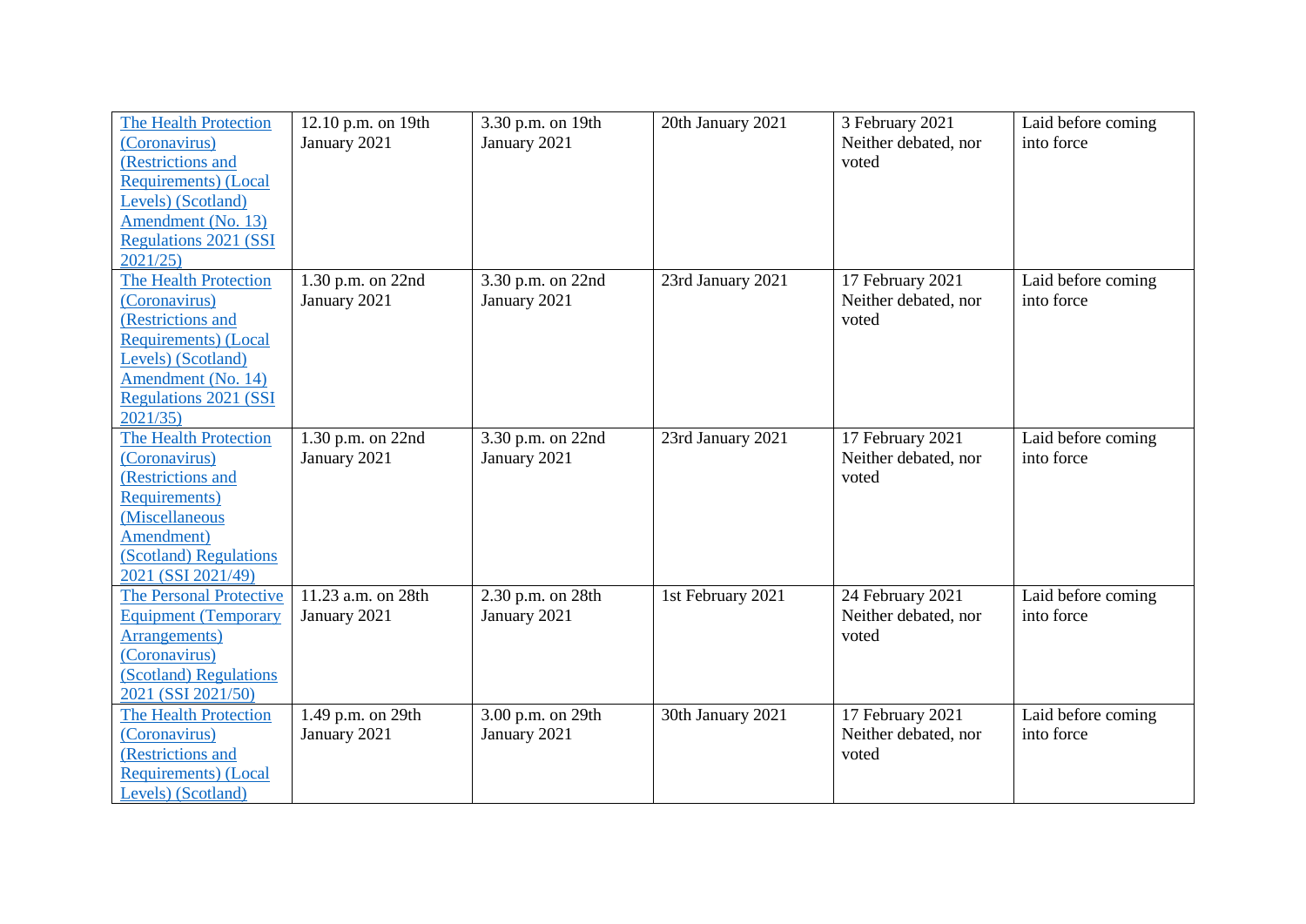| | | | | | |
|---|---|---|---|---|---|
| [The Health Protection (Coronavirus) (Restrictions and Requirements) (Local Levels) (Scotland) Amendment (No. 13) Regulations 2021 (SSI 2021/25)]() | 12.10 p.m. on 19th January 2021 | 3.30 p.m. on 19th January 2021 | 20th January 2021 | 3 February 2021 Neither debated, nor voted | Laid before coming into force |
| [The Health Protection (Coronavirus) (Restrictions and Requirements) (Local Levels) (Scotland) Amendment (No. 14) Regulations 2021 (SSI 2021/35)]() | 1.30 p.m. on 22nd January 2021 | 3.30 p.m. on 22nd January 2021 | 23rd January 2021 | 17 February 2021 Neither debated, nor voted | Laid before coming into force |
| [The Health Protection (Coronavirus) (Restrictions and Requirements) (Miscellaneous Amendment) (Scotland) Regulations 2021 (SSI 2021/49)]() | 1.30 p.m. on 22nd January 2021 | 3.30 p.m. on 22nd January 2021 | 23rd January 2021 | 17 February 2021 Neither debated, nor voted | Laid before coming into force |
| [The Personal Protective Equipment (Temporary Arrangements) (Coronavirus) (Scotland) Regulations 2021 (SSI 2021/50)]() | 11.23 a.m. on 28th January 2021 | 2.30 p.m. on 28th January 2021 | 1st February 2021 | 24 February 2021 Neither debated, nor voted | Laid before coming into force |
| [The Health Protection (Coronavirus) (Restrictions and Requirements) (Local Levels) (Scotland)]() | 1.49 p.m. on 29th January 2021 | 3.00 p.m. on 29th January 2021 | 30th January 2021 | 17 February 2021 Neither debated, nor voted | Laid before coming into force |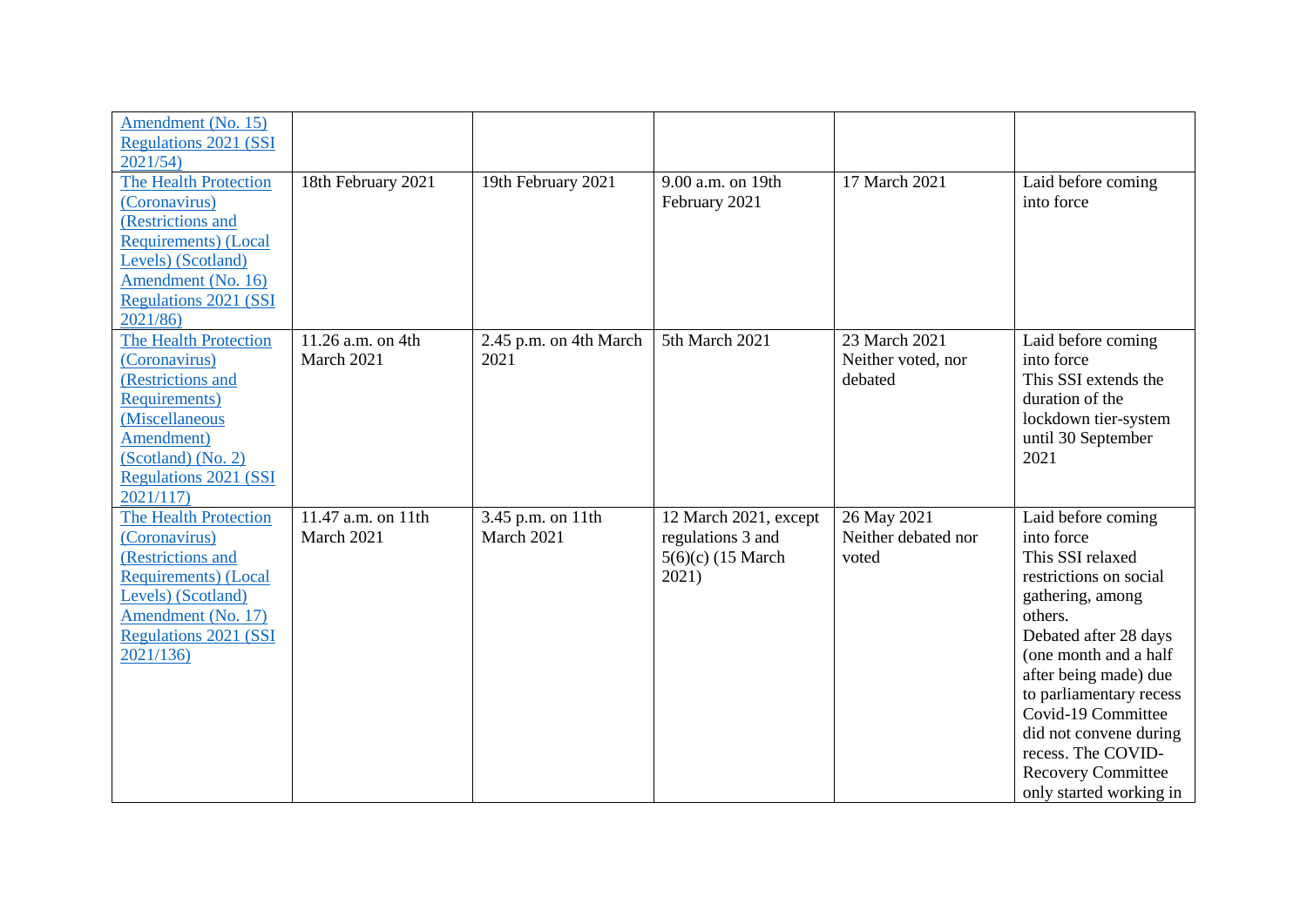| | | | | | |
|---|---|---|---|---|---|
| Amendment (No. 15) Regulations 2021 (SSI 2021/54) | | | | | |
| The Health Protection (Coronavirus) (Restrictions and Requirements) (Local Levels) (Scotland) Amendment (No. 16) Regulations 2021 (SSI 2021/86) | 18th February 2021 | 19th February 2021 | 9.00 a.m. on 19th February 2021 | 17 March 2021 | Laid before coming into force |
| The Health Protection (Coronavirus) (Restrictions and Requirements) (Miscellaneous Amendment) (Scotland) (No. 2) Regulations 2021 (SSI 2021/117) | 11.26 a.m. on 4th March 2021 | 2.45 p.m. on 4th March 2021 | 5th March 2021 | 23 March 2021 Neither voted, nor debated | Laid before coming into force This SSI extends the duration of the lockdown tier-system until 30 September 2021 |
| The Health Protection (Coronavirus) (Restrictions and Requirements) (Local Levels) (Scotland) Amendment (No. 17) Regulations 2021 (SSI 2021/136) | 11.47 a.m. on 11th March 2021 | 3.45 p.m. on 11th March 2021 | 12 March 2021, except regulations 3 and 5(6)(c) (15 March 2021) | 26 May 2021 Neither debated nor voted | Laid before coming into force This SSI relaxed restrictions on social gathering, among others. Debated after 28 days (one month and a half after being made) due to parliamentary recess Covid-19 Committee did not convene during recess. The COVID-Recovery Committee only started working in |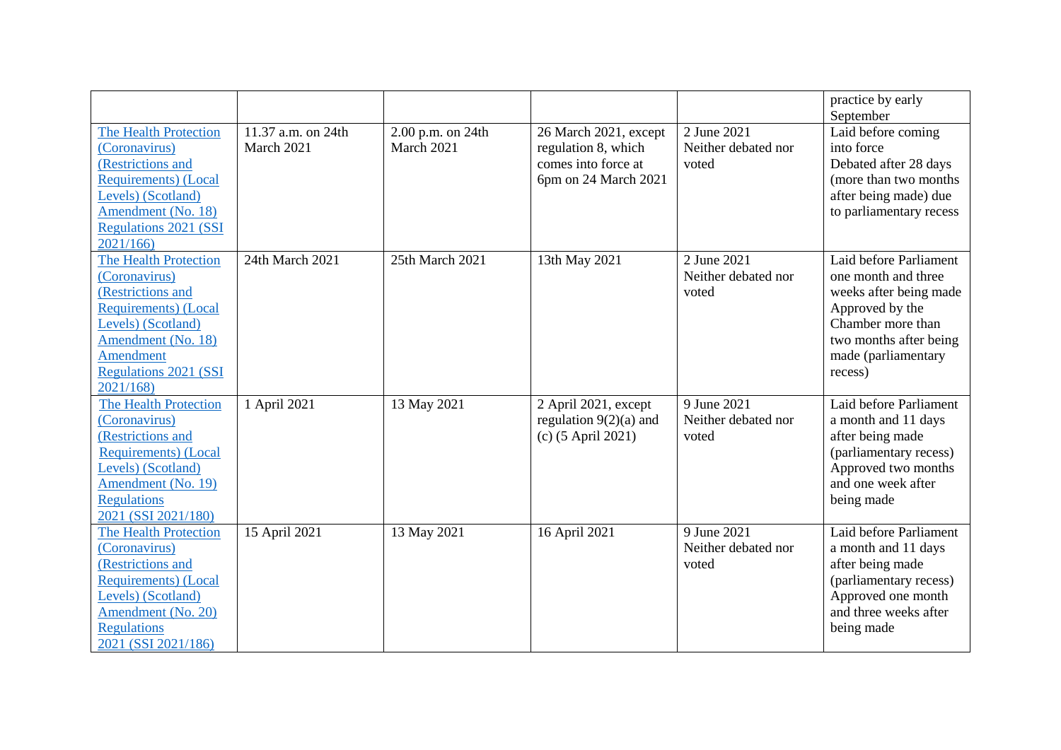| | | | | | practice by early September |
|---|---|---|---|---|---|
| The Health Protection (Coronavirus) (Restrictions and Requirements) (Local Levels) (Scotland) Amendment (No. 18) Regulations 2021 (SSI 2021/166) | 11.37 a.m. on 24th March 2021 | 2.00 p.m. on 24th March 2021 | 26 March 2021, except regulation 8, which comes into force at 6pm on 24 March 2021 | 2 June 2021 Neither debated nor voted | Laid before coming into force Debated after 28 days (more than two months after being made) due to parliamentary recess |
| The Health Protection (Coronavirus) (Restrictions and Requirements) (Local Levels) (Scotland) Amendment (No. 18) Amendment Regulations 2021 (SSI 2021/168) | 24th March 2021 | 25th March 2021 | 13th May 2021 | 2 June 2021 Neither debated nor voted | Laid before Parliament one month and three weeks after being made Approved by the Chamber more than two months after being made (parliamentary recess) |
| The Health Protection (Coronavirus) (Restrictions and Requirements) (Local Levels) (Scotland) Amendment (No. 19) Regulations 2021 (SSI 2021/180) | 1 April 2021 | 13 May 2021 | 2 April 2021, except regulation 9(2)(a) and (c) (5 April 2021) | 9 June 2021 Neither debated nor voted | Laid before Parliament a month and 11 days after being made (parliamentary recess) Approved two months and one week after being made |
| The Health Protection (Coronavirus) (Restrictions and Requirements) (Local Levels) (Scotland) Amendment (No. 20) Regulations 2021 (SSI 2021/186) | 15 April 2021 | 13 May 2021 | 16 April 2021 | 9 June 2021 Neither debated nor voted | Laid before Parliament a month and 11 days after being made (parliamentary recess) Approved one month and three weeks after being made |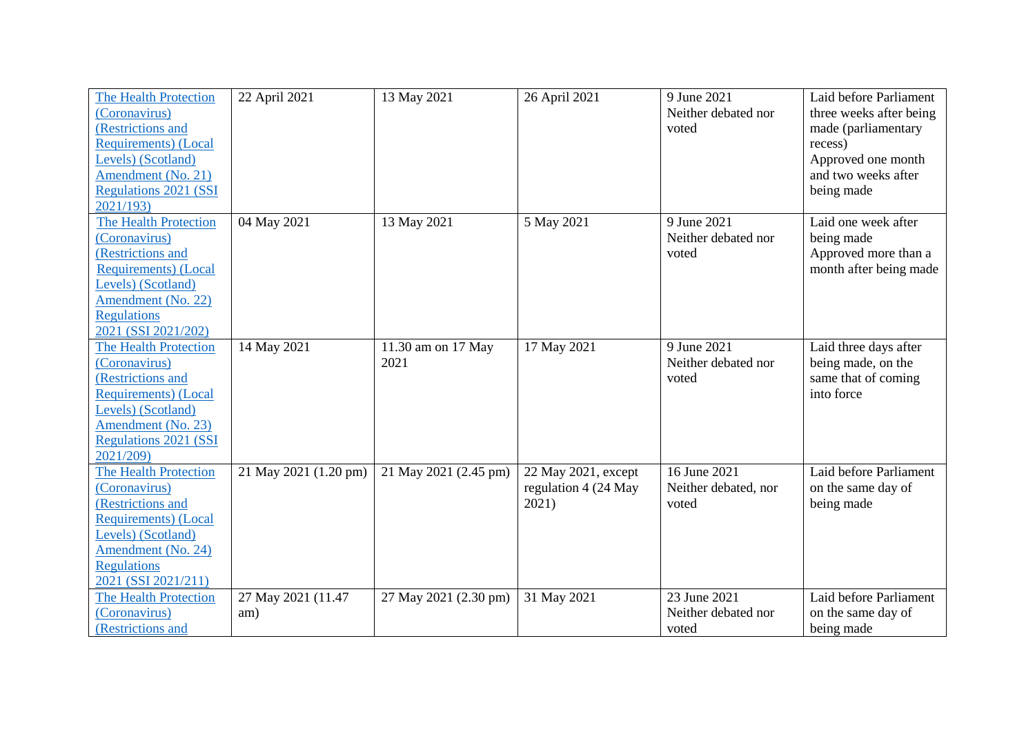| | | | | | |
|---|---|---|---|---|---|
| The Health Protection (Coronavirus) (Restrictions and Requirements) (Local Levels) (Scotland) Amendment (No. 21) Regulations 2021 (SSI 2021/193) | 22 April 2021 | 13 May 2021 | 26 April 2021 | 9 June 2021 Neither debated nor voted | Laid before Parliament three weeks after being made (parliamentary recess) Approved one month and two weeks after being made |
| The Health Protection (Coronavirus) (Restrictions and Requirements) (Local Levels) (Scotland) Amendment (No. 22) Regulations 2021 (SSI 2021/202) | 04 May 2021 | 13 May 2021 | 5 May 2021 | 9 June 2021 Neither debated nor voted | Laid one week after being made Approved more than a month after being made |
| The Health Protection (Coronavirus) (Restrictions and Requirements) (Local Levels) (Scotland) Amendment (No. 23) Regulations 2021 (SSI 2021/209) | 14 May 2021 | 11.30 am on 17 May 2021 | 17 May 2021 | 9 June 2021 Neither debated nor voted | Laid three days after being made, on the same that of coming into force |
| The Health Protection (Coronavirus) (Restrictions and Requirements) (Local Levels) (Scotland) Amendment (No. 24) Regulations 2021 (SSI 2021/211) | 21 May 2021 (1.20 pm) | 21 May 2021 (2.45 pm) | 22 May 2021, except regulation 4 (24 May 2021) | 16 June 2021 Neither debated, nor voted | Laid before Parliament on the same day of being made |
| The Health Protection (Coronavirus) (Restrictions and | 27 May 2021 (11.47 am) | 27 May 2021 (2.30 pm) | 31 May 2021 | 23 June 2021 Neither debated nor voted | Laid before Parliament on the same day of being made |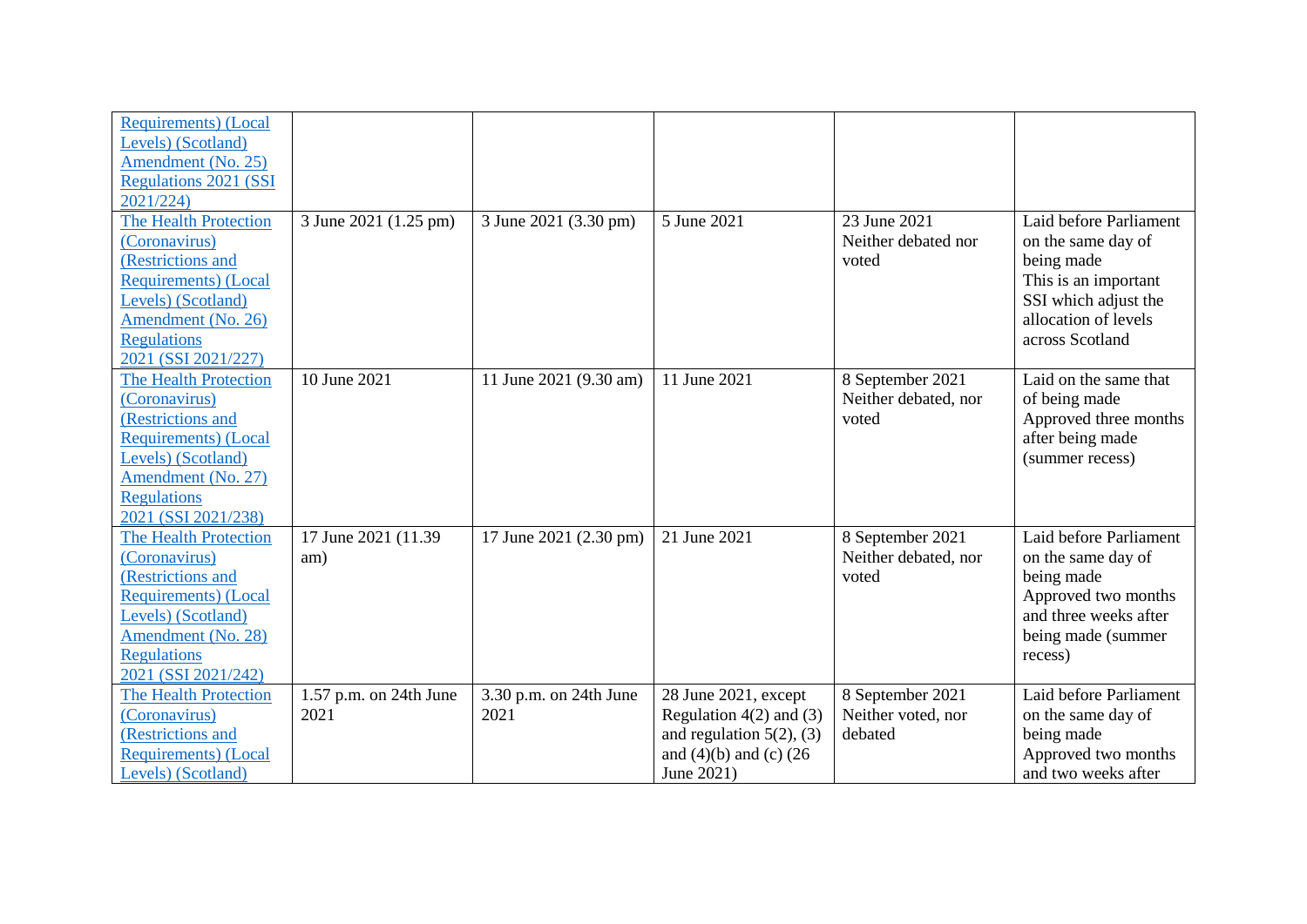| | | | | | |
|---|---|---|---|---|---|
| Requirements) (Local Levels) (Scotland) Amendment (No. 25) Regulations 2021 (SSI 2021/224) | | | | | |
| The Health Protection (Coronavirus) (Restrictions and Requirements) (Local Levels) (Scotland) Amendment (No. 26) Regulations 2021 (SSI 2021/227) | 3 June 2021 (1.25 pm) | 3 June 2021 (3.30 pm) | 5 June 2021 | 23 June 2021 Neither debated nor voted | Laid before Parliament on the same day of being made This is an important SSI which adjust the allocation of levels across Scotland |
| The Health Protection (Coronavirus) (Restrictions and Requirements) (Local Levels) (Scotland) Amendment (No. 27) Regulations 2021 (SSI 2021/238) | 10 June 2021 | 11 June 2021 (9.30 am) | 11 June 2021 | 8 September 2021 Neither debated, nor voted | Laid on the same that of being made Approved three months after being made (summer recess) |
| The Health Protection (Coronavirus) (Restrictions and Requirements) (Local Levels) (Scotland) Amendment (No. 28) Regulations 2021 (SSI 2021/242) | 17 June 2021 (11.39 am) | 17 June 2021 (2.30 pm) | 21 June 2021 | 8 September 2021 Neither debated, nor voted | Laid before Parliament on the same day of being made Approved two months and three weeks after being made (summer recess) |
| The Health Protection (Coronavirus) (Restrictions and Requirements) (Local Levels) (Scotland) | 1.57 p.m. on 24th June 2021 | 3.30 p.m. on 24th June 2021 | 28 June 2021, except Regulation 4(2) and (3) and regulation 5(2), (3) and (4)(b) and (c) (26 June 2021) | 8 September 2021 Neither voted, nor debated | Laid before Parliament on the same day of being made Approved two months and two weeks after |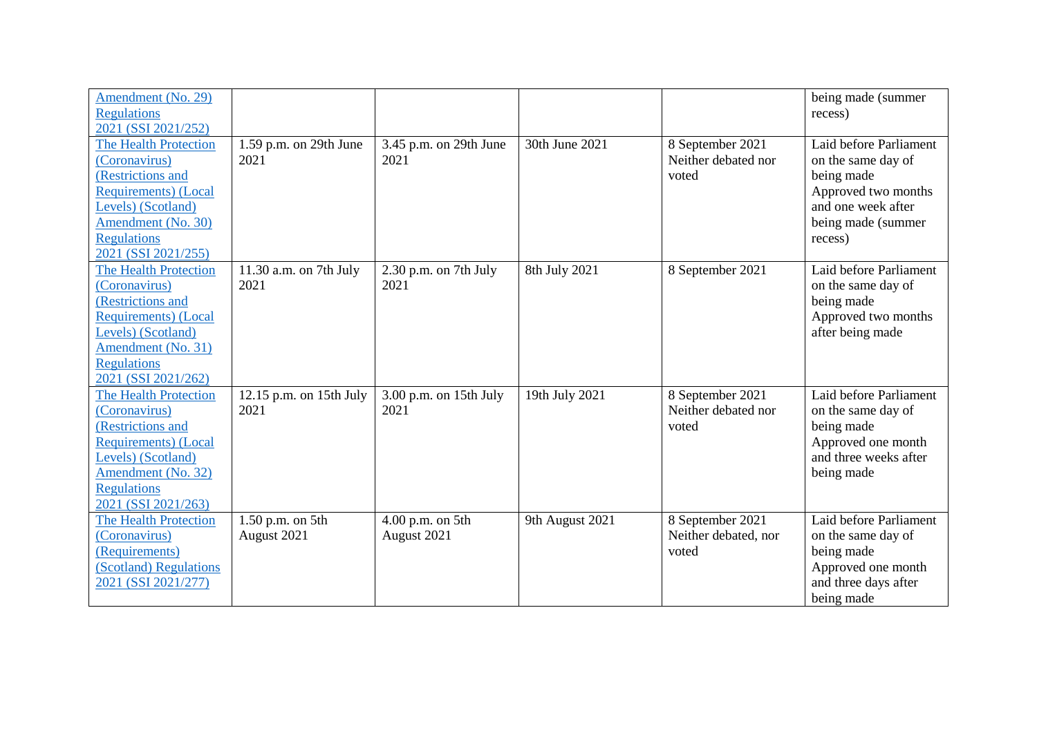| | | | | | |
|---|---|---|---|---|---|
| Amendment (No. 29) Regulations 2021 (SSI 2021/252) | | | | | being made (summer recess) |
| The Health Protection (Coronavirus) (Restrictions and Requirements) (Local Levels) (Scotland) Amendment (No. 30) Regulations 2021 (SSI 2021/255) | 1.59 p.m. on 29th June 2021 | 3.45 p.m. on 29th June 2021 | 30th June 2021 | 8 September 2021 Neither debated nor voted | Laid before Parliament on the same day of being made Approved two months and one week after being made (summer recess) |
| The Health Protection (Coronavirus) (Restrictions and Requirements) (Local Levels) (Scotland) Amendment (No. 31) Regulations 2021 (SSI 2021/262) | 11.30 a.m. on 7th July 2021 | 2.30 p.m. on 7th July 2021 | 8th July 2021 | 8 September 2021 | Laid before Parliament on the same day of being made Approved two months after being made |
| The Health Protection (Coronavirus) (Restrictions and Requirements) (Local Levels) (Scotland) Amendment (No. 32) Regulations 2021 (SSI 2021/263) | 12.15 p.m. on 15th July 2021 | 3.00 p.m. on 15th July 2021 | 19th July 2021 | 8 September 2021 Neither debated nor voted | Laid before Parliament on the same day of being made Approved one month and three weeks after being made |
| The Health Protection (Coronavirus) (Requirements) (Scotland) Regulations 2021 (SSI 2021/277) | 1.50 p.m. on 5th August 2021 | 4.00 p.m. on 5th August 2021 | 9th August 2021 | 8 September 2021 Neither debated, nor voted | Laid before Parliament on the same day of being made Approved one month and three days after being made |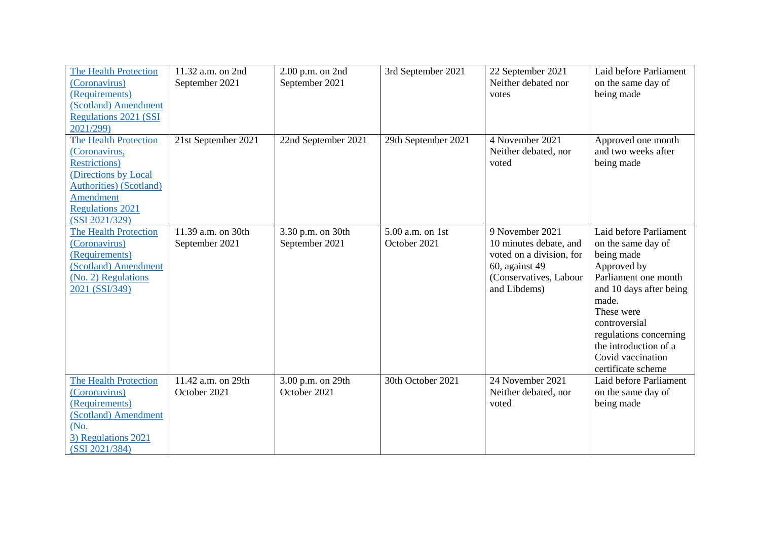| | | | | | |
|---|---|---|---|---|---|
| [The Health Protection (Coronavirus) (Requirements) (Scotland) Amendment Regulations 2021 (SSI 2021/299)]() | 11.32 a.m. on 2nd September 2021 | 2.00 p.m. on 2nd September 2021 | 3rd September 2021 | 22 September 2021 Neither debated nor votes | Laid before Parliament on the same day of being made |
| [The Health Protection (Coronavirus, Restrictions) (Directions by Local Authorities) (Scotland) Amendment Regulations 2021 (SSI 2021/329)]() | 21st September 2021 | 22nd September 2021 | 29th September 2021 | 4 November 2021 Neither debated, nor voted | Approved one month and two weeks after being made |
| [The Health Protection (Coronavirus) (Requirements) (Scotland) Amendment (No. 2) Regulations 2021 (SSI/349)]() | 11.39 a.m. on 30th September 2021 | 3.30 p.m. on 30th September 2021 | 5.00 a.m. on 1st October 2021 | 9 November 2021 10 minutes debate, and voted on a division, for 60, against 49 (Conservatives, Labour and Libdems) | Laid before Parliament on the same day of being made Approved by Parliament one month and 10 days after being made. These were controversial regulations concerning the introduction of a Covid vaccination certificate scheme |
| [The Health Protection (Coronavirus) (Requirements) (Scotland) Amendment (No. 3) Regulations 2021 (SSI 2021/384)]() | 11.42 a.m. on 29th October 2021 | 3.00 p.m. on 29th October 2021 | 30th October 2021 | 24 November 2021 Neither debated, nor voted | Laid before Parliament on the same day of being made |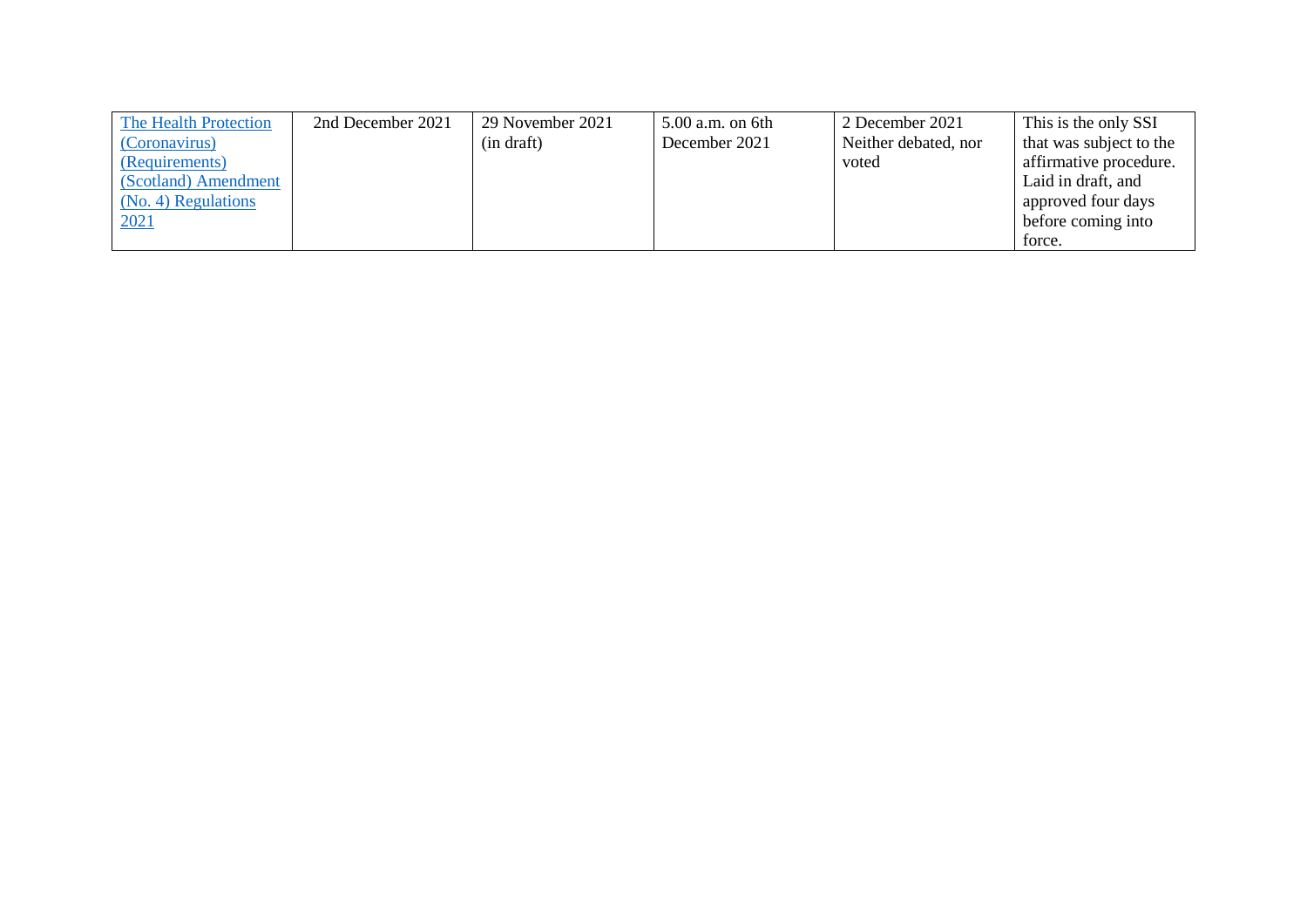| | | | | | |
|---|---|---|---|---|---|
| The Health Protection (Coronavirus) (Requirements) (Scotland) Amendment (No. 4) Regulations 2021 | 2nd December 2021 | 29 November 2021 (in draft) | 5.00 a.m. on 6th December 2021 | 2 December 2021 Neither debated, nor voted | This is the only SSI that was subject to the affirmative procedure. Laid in draft, and approved four days before coming into force. |